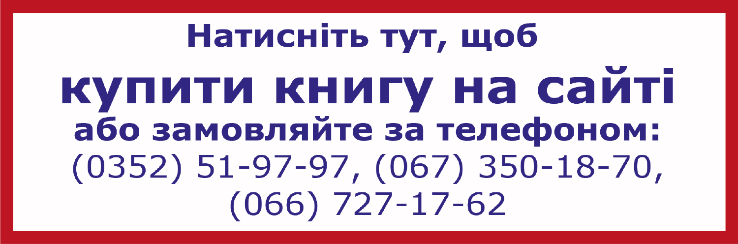**Натисніть тут, щоб**

# купити книгу на сайті

**або замовляйте за телефоном:**

(0352) 51-97-97, (067) 350-18-70,
(066) 727-17-62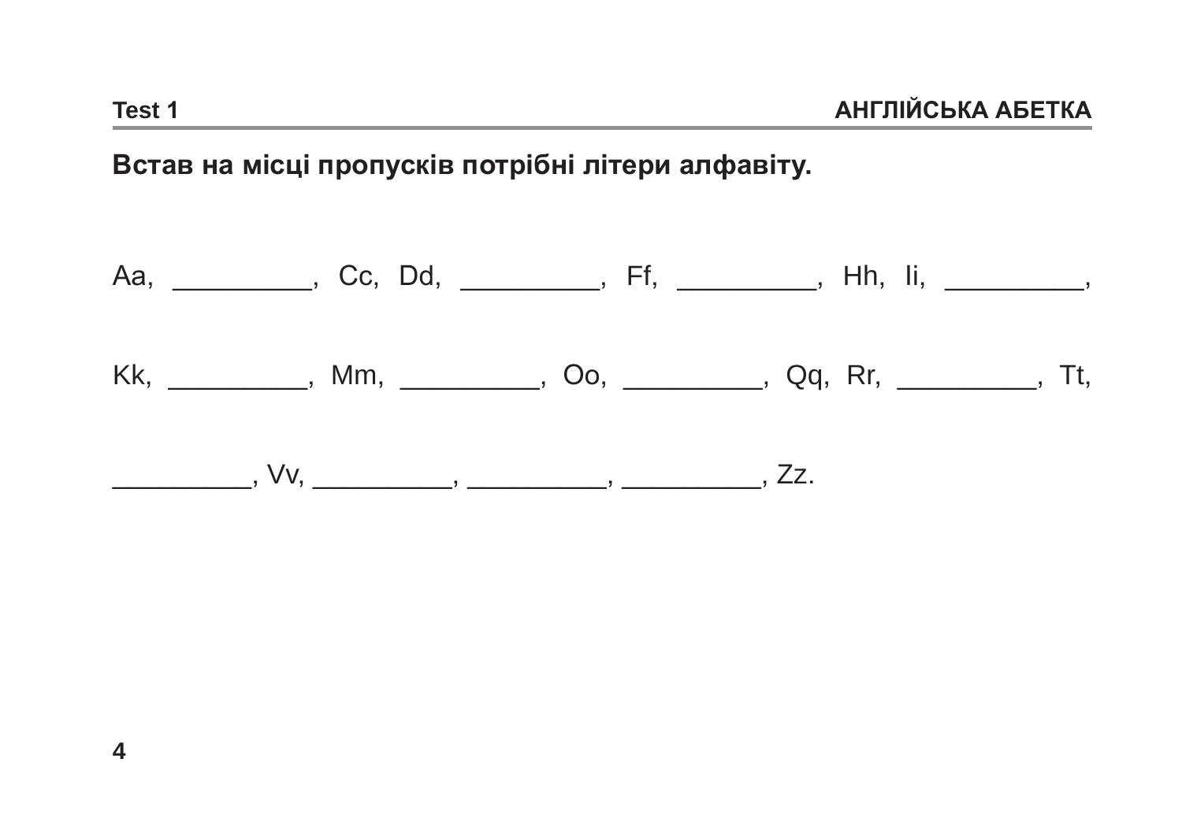Test 1 **АНГЛІЙСЬКА АБЕТКА**

**Встав на місці пропусків потрібні літери алфавіту.**

Aa, _________, Cc, Dd, _________, Ff, _________, Hh, Ii, _________,

Kk, _________, Mm, _________, Oo, _________, Qq, Rr, _________, Tt,

_________, Vv, _________, _________, _________, Zz.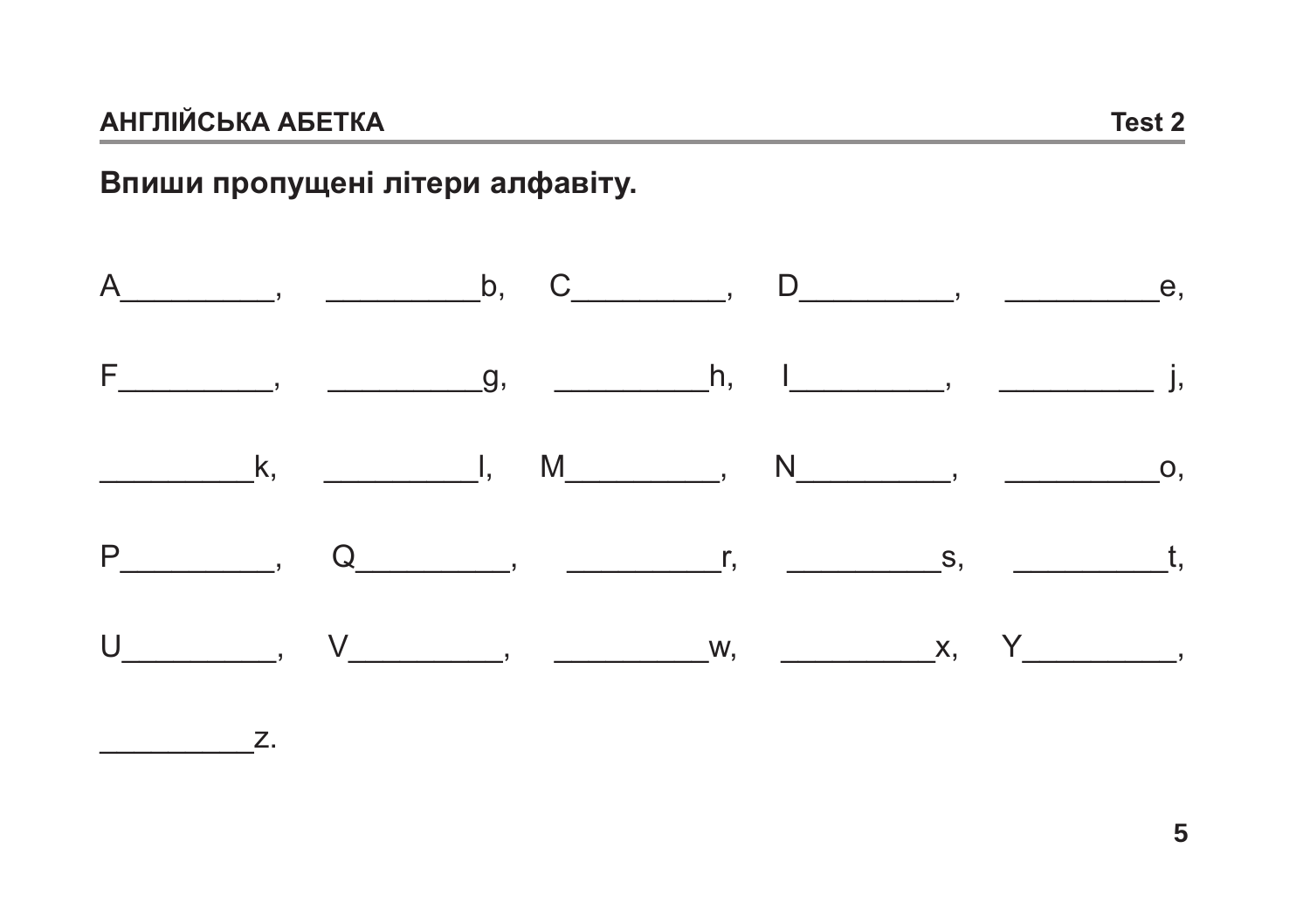## АНГЛІЙСЬКА АБЕТКА

**Test 2**

**Впиши пропущені літери алфавіту.**

A_________, _________b, C_________, D_________, _________e,

F_________, _________g, _________h, I_________, _________ j,

_________k, _________l, M_________, N_________, _________o,

P_________, Q_________, _________r, _________s, _________t,

U_________, V_________, _________w, _________x, Y_________,

_________z.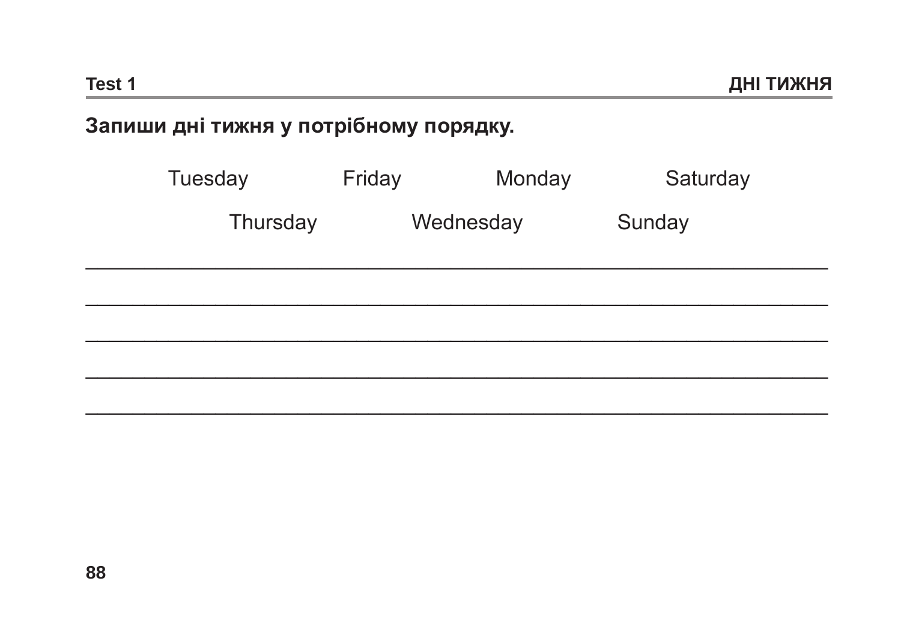**Test 1** — **ДНІ ТИЖНЯ**

**Запиши дні тижня у потрібному порядку.**

Tuesday Friday Monday Saturday

Thursday Wednesday Sunday

\_\_\_\_\_\_\_\_\_\_\_\_\_\_\_\_\_\_\_\_\_\_\_\_\_\_\_\_\_\_\_\_\_\_\_\_\_\_\_\_\_\_\_\_\_\_\_\_\_\_\_\_\_\_\_\_\_\_\_\_

\_\_\_\_\_\_\_\_\_\_\_\_\_\_\_\_\_\_\_\_\_\_\_\_\_\_\_\_\_\_\_\_\_\_\_\_\_\_\_\_\_\_\_\_\_\_\_\_\_\_\_\_\_\_\_\_\_\_\_\_

\_\_\_\_\_\_\_\_\_\_\_\_\_\_\_\_\_\_\_\_\_\_\_\_\_\_\_\_\_\_\_\_\_\_\_\_\_\_\_\_\_\_\_\_\_\_\_\_\_\_\_\_\_\_\_\_\_\_\_\_

\_\_\_\_\_\_\_\_\_\_\_\_\_\_\_\_\_\_\_\_\_\_\_\_\_\_\_\_\_\_\_\_\_\_\_\_\_\_\_\_\_\_\_\_\_\_\_\_\_\_\_\_\_\_\_\_\_\_\_\_

\_\_\_\_\_\_\_\_\_\_\_\_\_\_\_\_\_\_\_\_\_\_\_\_\_\_\_\_\_\_\_\_\_\_\_\_\_\_\_\_\_\_\_\_\_\_\_\_\_\_\_\_\_\_\_\_\_\_\_\_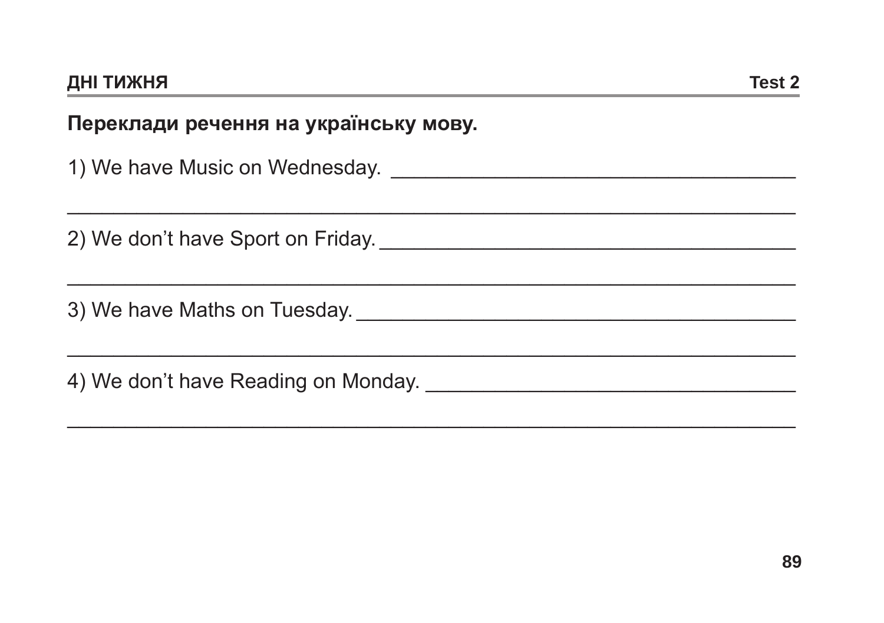## ДНІ ТИЖНЯ

**Test 2**

**Переклади речення на українську мову.**

1) We have Music on Wednesday. ___________________________________

___________________________________________________________________

2) We don't have Sport on Friday. _________________________________

___________________________________________________________________

3) We have Maths on Tuesday. ______________________________________

___________________________________________________________________

4) We don't have Reading on Monday. _______________________________

___________________________________________________________________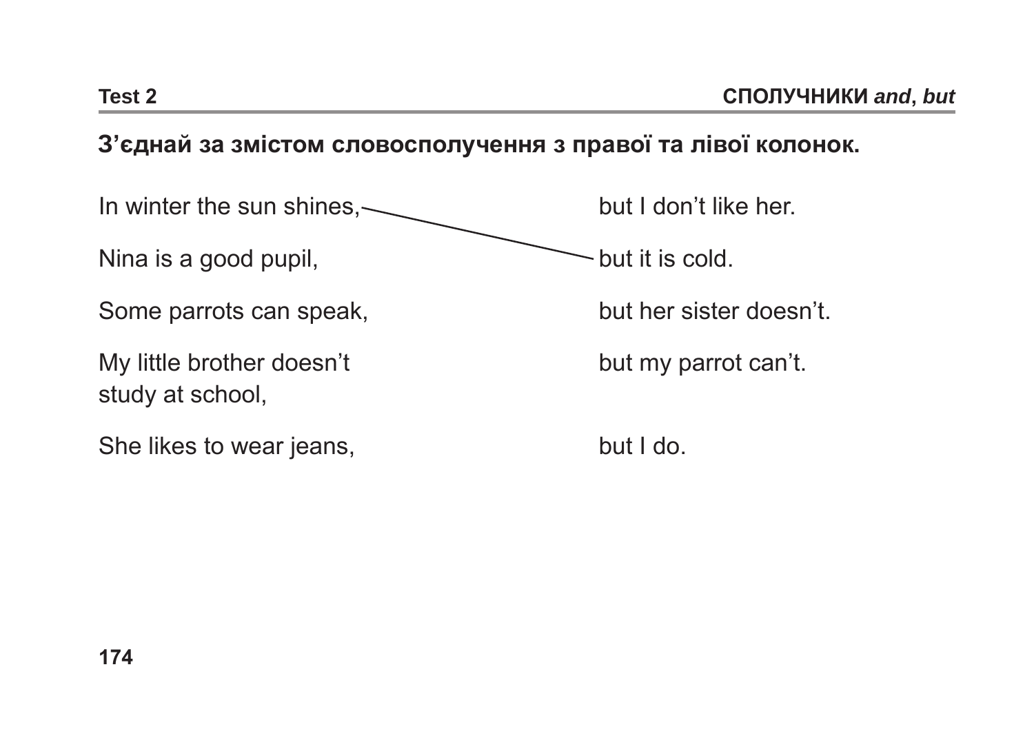**З'єднай за змістом словосполучення з правої та лівої колонок.**

| | |
|---|---|
| In winter the sun shines, | but I don't like her. |
| Nina is a good pupil, | but it is cold. |
| Some parrots can speak, | but her sister doesn't. |
| My little brother doesn't study at school, | but my parrot can't. |
| She likes to wear jeans, | but I do. |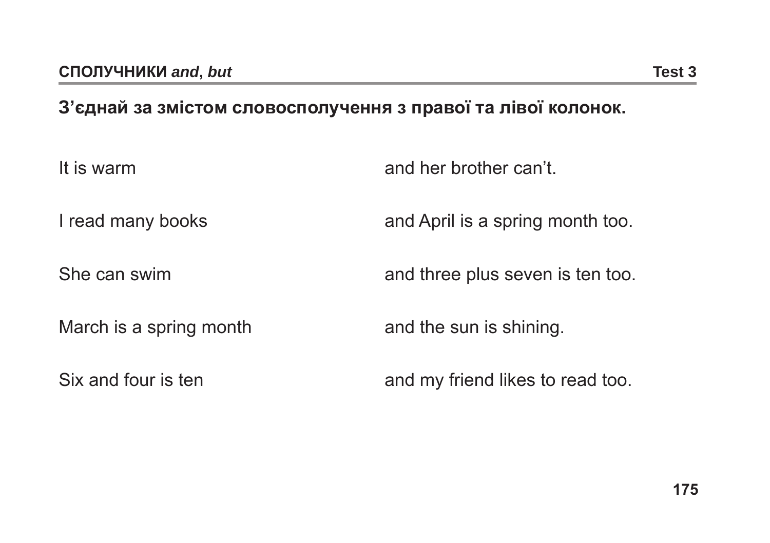**СПОЛУЧНИКИ *and*, *but***

**Test 3**

**З'єднай за змістом словосполучення з правої та лівої колонок.**

| | |
|---|---|
| It is warm | and her brother can't. |
| I read many books | and April is a spring month too. |
| She can swim | and three plus seven is ten too. |
| March is a spring month | and the sun is shining. |
| Six and four is ten | and my friend likes to read too. |